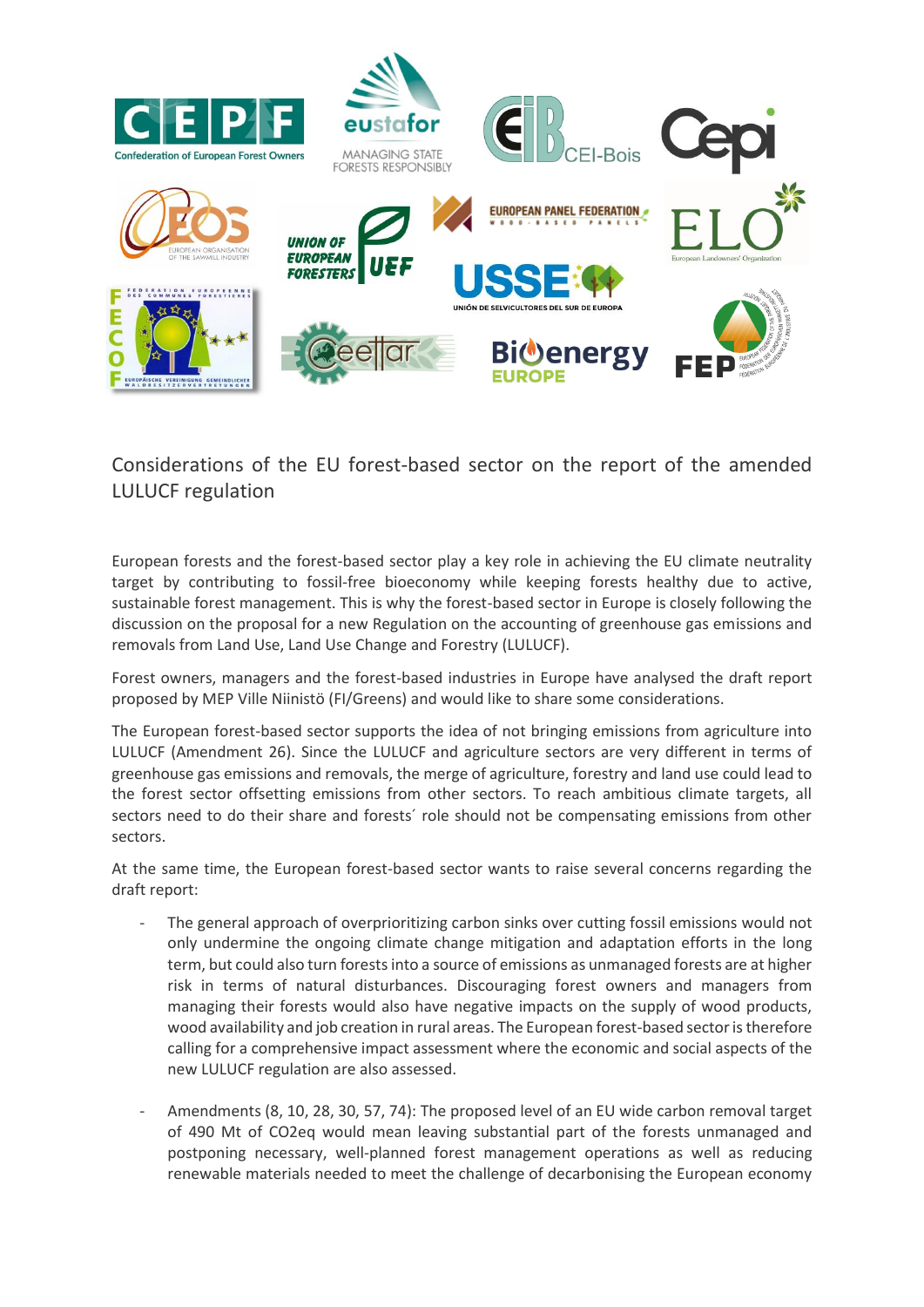# Considerations of the EU forest-based sector on the report of the amended LULUCF regulation

European forests and the forest-based sector play a key role in achieving the EU climate neutrality target by contributing to fossil-free bioeconomy while keeping forests healthy due to active, sustainable forest management. This is why the forest-based sector in Europe is closely following the discussion on the proposal for a new Regulation on the accounting of greenhouse gas emissions and removals from Land Use, Land Use Change and Forestry (LULUCF).

Forest owners, managers and the forest-based industries in Europe have analysed the draft report proposed by MEP Ville Niinistö (FI/Greens) and would like to share some considerations.

The European forest-based sector supports the idea of not bringing emissions from agriculture into LULUCF (Amendment 26). Since the LULUCF and agriculture sectors are very different in terms of greenhouse gas emissions and removals, the merge of agriculture, forestry and land use could lead to the forest sector offsetting emissions from other sectors. To reach ambitious climate targets, all sectors need to do their share and forests´ role should not be compensating emissions from other sectors.

At the same time, the European forest-based sector wants to raise several concerns regarding the draft report:

- The general approach of overprioritizing carbon sinks over cutting fossil emissions would not only undermine the ongoing climate change mitigation and adaptation efforts in the long term, but could also turn forests into a source of emissions as unmanaged forests are at higher risk in terms of natural disturbances. Discouraging forest owners and managers from managing their forests would also have negative impacts on the supply of wood products, wood availability and job creation in rural areas. The European forest-based sector is therefore calling for a comprehensive impact assessment where the economic and social aspects of the new LULUCF regulation are also assessed.

- Amendments (8, 10, 28, 30, 57, 74): The proposed level of an EU wide carbon removal target of 490 Mt of $CO_2$eq would mean leaving substantial part of the forests unmanaged and postponing necessary, well-planned forest management operations as well as reducing renewable materials needed to meet the challenge of decarbonising the European economy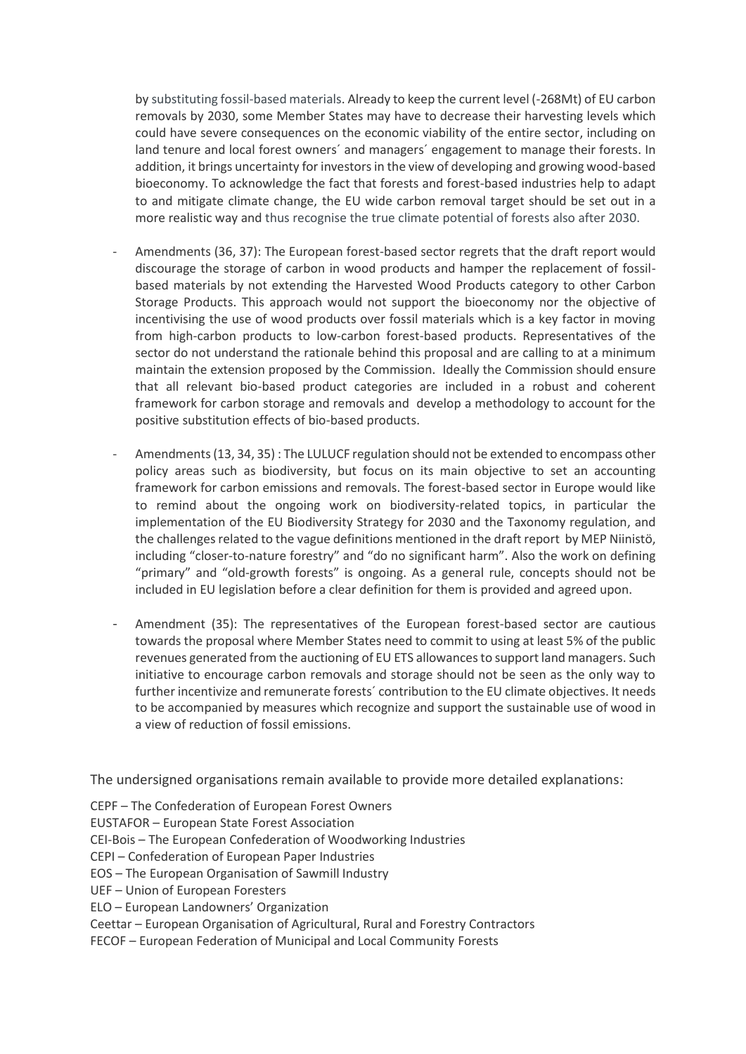by substituting fossil-based materials. Already to keep the current level (-268Mt) of EU carbon removals by 2030, some Member States may have to decrease their harvesting levels which could have severe consequences on the economic viability of the entire sector, including on land tenure and local forest owners´ and managers´ engagement to manage their forests. In addition, it brings uncertainty for investors in the view of developing and growing wood-based bioeconomy. To acknowledge the fact that forests and forest-based industries help to adapt to and mitigate climate change, the EU wide carbon removal target should be set out in a more realistic way and thus recognise the true climate potential of forests also after 2030.

- Amendments (36, 37): The European forest-based sector regrets that the draft report would discourage the storage of carbon in wood products and hamper the replacement of fossil-based materials by not extending the Harvested Wood Products category to other Carbon Storage Products. This approach would not support the bioeconomy nor the objective of incentivising the use of wood products over fossil materials which is a key factor in moving from high-carbon products to low-carbon forest-based products. Representatives of the sector do not understand the rationale behind this proposal and are calling to at a minimum maintain the extension proposed by the Commission. Ideally the Commission should ensure that all relevant bio-based product categories are included in a robust and coherent framework for carbon storage and removals and develop a methodology to account for the positive substitution effects of bio-based products.

- Amendments (13, 34, 35) : The LULUCF regulation should not be extended to encompass other policy areas such as biodiversity, but focus on its main objective to set an accounting framework for carbon emissions and removals. The forest-based sector in Europe would like to remind about the ongoing work on biodiversity-related topics, in particular the implementation of the EU Biodiversity Strategy for 2030 and the Taxonomy regulation, and the challenges related to the vague definitions mentioned in the draft report by MEP Niinistö, including "closer-to-nature forestry" and "do no significant harm". Also the work on defining "primary" and "old-growth forests" is ongoing. As a general rule, concepts should not be included in EU legislation before a clear definition for them is provided and agreed upon.

- Amendment (35): The representatives of the European forest-based sector are cautious towards the proposal where Member States need to commit to using at least 5% of the public revenues generated from the auctioning of EU ETS allowances to support land managers. Such initiative to encourage carbon removals and storage should not be seen as the only way to further incentivize and remunerate forests´ contribution to the EU climate objectives. It needs to be accompanied by measures which recognize and support the sustainable use of wood in a view of reduction of fossil emissions.

The undersigned organisations remain available to provide more detailed explanations:

CEPF – The Confederation of European Forest Owners
EUSTAFOR – European State Forest Association
CEI-Bois – The European Confederation of Woodworking Industries
CEPI – Confederation of European Paper Industries
EOS – The European Organisation of Sawmill Industry
UEF – Union of European Foresters
ELO – European Landowners' Organization
Ceettar – European Organisation of Agricultural, Rural and Forestry Contractors
FECOF – European Federation of Municipal and Local Community Forests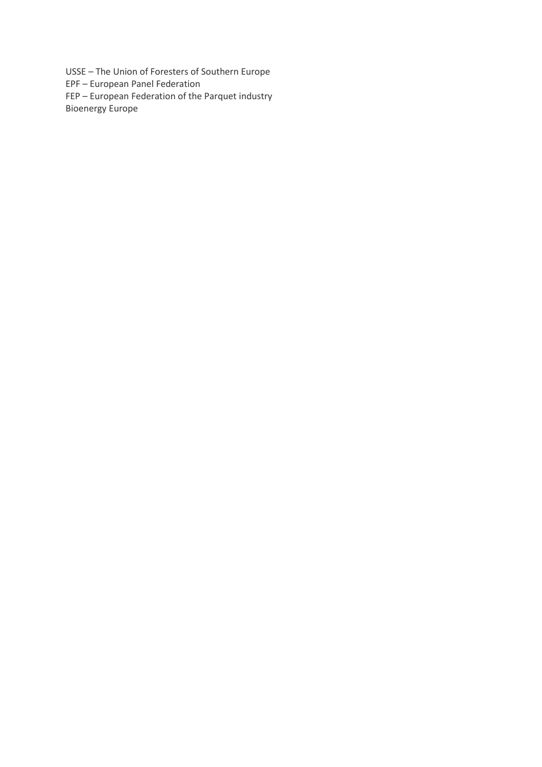USSE – The Union of Foresters of Southern Europe
EPF – European Panel Federation
FEP – European Federation of the Parquet industry
Bioenergy Europe